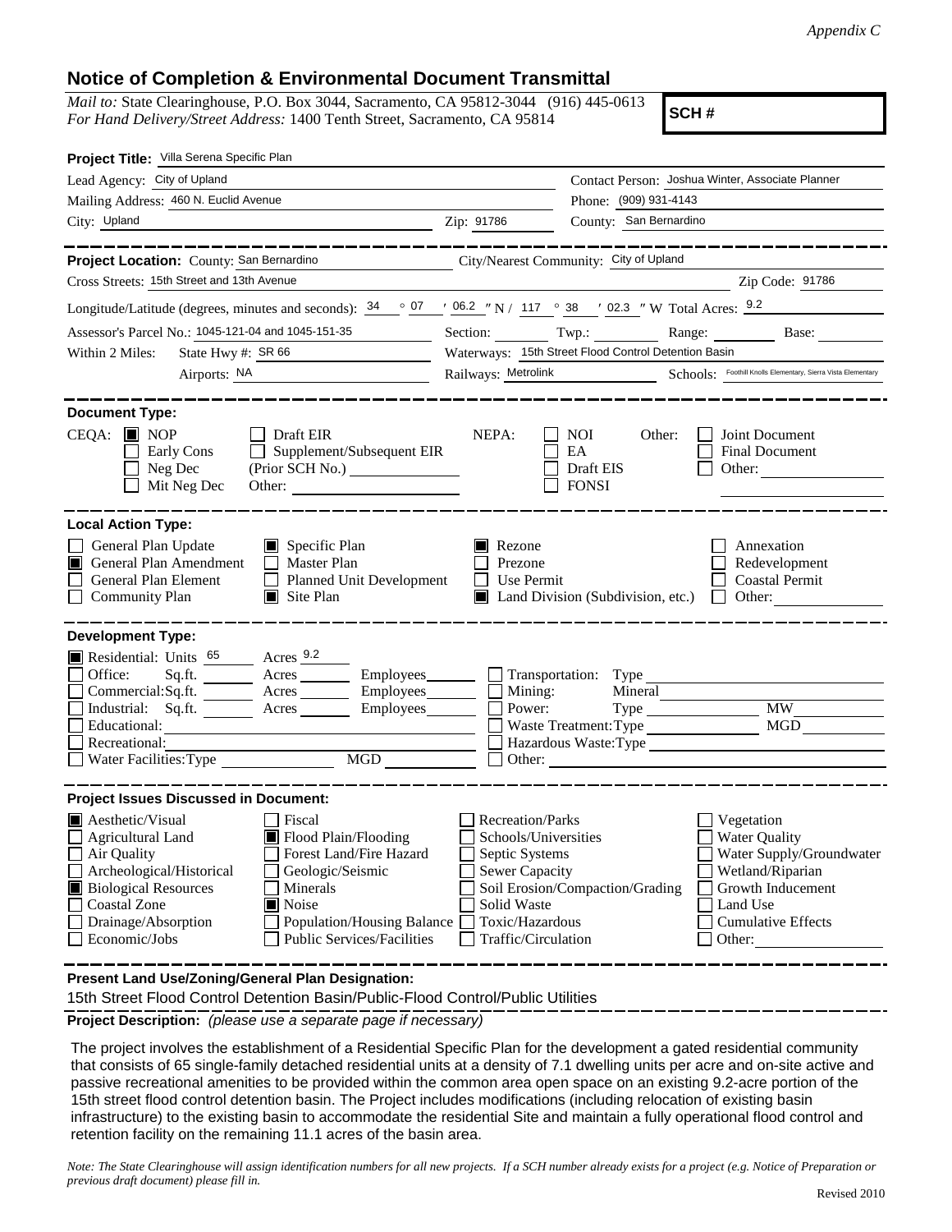*Appendix C*

## Notice of Completion & Environmental Document Transmittal

*Mail to:* State Clearinghouse, P.O. Box 3044, Sacramento, CA 95812-3044 (916) 445-0613
*For Hand Delivery/Street Address:* 1400 Tenth Street, Sacramento, CA 95814

**SCH #**

**Project Title:** Villa Serena Specific Plan

Lead Agency: City of Upland
Contact Person: Joshua Winter, Associate Planner
Mailing Address: 460 N. Euclid Avenue
Phone: (909) 931-4143
City: Upland
Zip: 91786
County: San Bernardino

---

**Project Location:** County: San Bernardino
City/Nearest Community: City of Upland
Cross Streets: 15th Street and 13th Avenue
Zip Code: 91786
Longitude/Latitude (degrees, minutes and seconds): 34 ° 07 ′ 06.2 ″ N / 117 ° 38 ′ 02.3 ″ W Total Acres: 9.2
Assessor's Parcel No.: 1045-121-04 and 1045-151-35
Section: Twp.: Range: Base:
Within 2 Miles: State Hwy #: SR 66
Waterways: 15th Street Flood Control Detention Basin
Airports: NA
Railways: Metrolink
Schools: Foothill Knolls Elementary, Sierra Vista Elementary

---

**Document Type:**

CEQA: ☒ NOP ☐ Early Cons ☐ Neg Dec ☐ Mit Neg Dec ☐ Draft EIR ☐ Supplement/Subsequent EIR (Prior SCH No.) Other:

NEPA: ☐ NOI ☐ EA ☐ Draft EIS ☐ FONSI

Other: ☐ Joint Document ☐ Final Document ☐ Other:

---

**Local Action Type:**

- ☐ General Plan Update
- ☒ General Plan Amendment
- ☐ General Plan Element
- ☐ Community Plan
- ☒ Specific Plan
- ☐ Master Plan
- ☐ Planned Unit Development
- ☒ Site Plan
- ☒ Rezone
- ☐ Prezone
- ☐ Use Permit
- ☒ Land Division (Subdivision, etc.)
- ☐ Annexation
- ☐ Redevelopment
- ☐ Coastal Permit
- ☐ Other:

---

**Development Type:**

- ☒ Residential: Units 65 Acres 9.2
- ☐ Office: Sq.ft. Acres Employees
- ☐ Commercial: Sq.ft. Acres Employees
- ☐ Industrial: Sq.ft. Acres Employees
- ☐ Educational:
- ☐ Recreational:
- ☐ Water Facilities: Type MGD
- ☐ Transportation: Type
- ☐ Mining: Mineral
- ☐ Power: Type MW
- ☐ Waste Treatment: Type MGD
- ☐ Hazardous Waste: Type
- ☐ Other:

---

**Project Issues Discussed in Document:**

- ☒ Aesthetic/Visual
- ☐ Agricultural Land
- ☐ Air Quality
- ☐ Archeological/Historical
- ☒ Biological Resources
- ☐ Coastal Zone
- ☐ Drainage/Absorption
- ☐ Economic/Jobs
- ☐ Fiscal
- ☒ Flood Plain/Flooding
- ☐ Forest Land/Fire Hazard
- ☐ Geologic/Seismic
- ☐ Minerals
- ☒ Noise
- ☐ Population/Housing Balance
- ☐ Public Services/Facilities
- ☐ Recreation/Parks
- ☐ Schools/Universities
- ☐ Septic Systems
- ☐ Sewer Capacity
- ☐ Soil Erosion/Compaction/Grading
- ☐ Solid Waste
- ☐ Toxic/Hazardous
- ☐ Traffic/Circulation
- ☐ Vegetation
- ☐ Water Quality
- ☐ Water Supply/Groundwater
- ☐ Wetland/Riparian
- ☐ Growth Inducement
- ☐ Land Use
- ☐ Cumulative Effects
- ☐ Other:

---

**Present Land Use/Zoning/General Plan Designation:**

15th Street Flood Control Detention Basin/Public-Flood Control/Public Utilities

**Project Description:** *(please use a separate page if necessary)*

The project involves the establishment of a Residential Specific Plan for the development a gated residential community that consists of 65 single-family detached residential units at a density of 7.1 dwelling units per acre and on-site active and passive recreational amenities to be provided within the common area open space on an existing 9.2-acre portion of the 15th street flood control detention basin. The Project includes modifications (including relocation of existing basin infrastructure) to the existing basin to accommodate the residential Site and maintain a fully operational flood control and retention facility on the remaining 11.1 acres of the basin area.

*Note: The State Clearinghouse will assign identification numbers for all new projects. If a SCH number already exists for a project (e.g. Notice of Preparation or previous draft document) please fill in.*

Revised 2010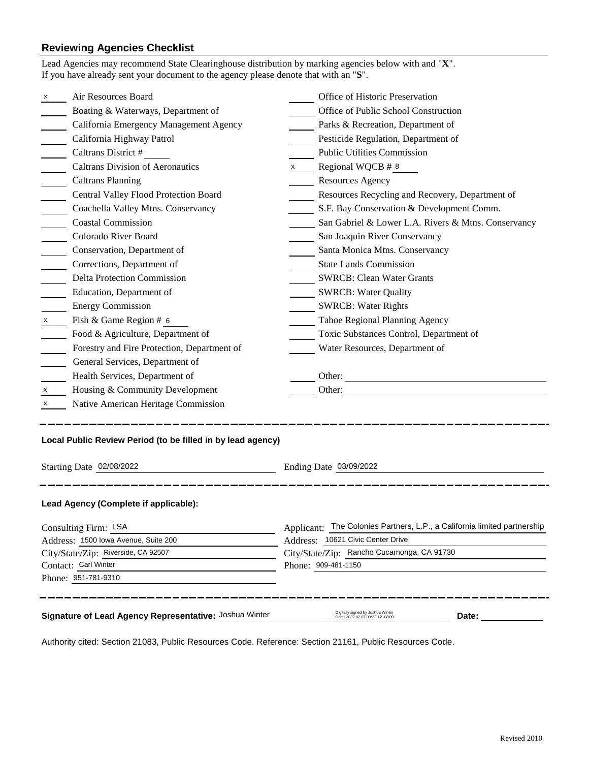## Reviewing Agencies Checklist

Lead Agencies may recommend State Clearinghouse distribution by marking agencies below with and "**X**".
If you have already sent your document to the agency please denote that with an "**S**".

| | | | |
|---|---|---|---|
| x | Air Resources Board | | Office of Historic Preservation |
| | Boating & Waterways, Department of | | Office of Public School Construction |
| | California Emergency Management Agency | | Parks & Recreation, Department of |
| | California Highway Patrol | | Pesticide Regulation, Department of |
| | Caltrans District # | | Public Utilities Commission |
| | Caltrans Division of Aeronautics | x | Regional WQCB # 8 |
| | Caltrans Planning | | Resources Agency |
| | Central Valley Flood Protection Board | | Resources Recycling and Recovery, Department of |
| | Coachella Valley Mtns. Conservancy | | S.F. Bay Conservation & Development Comm. |
| | Coastal Commission | | San Gabriel & Lower L.A. Rivers & Mtns. Conservancy |
| | Colorado River Board | | San Joaquin River Conservancy |
| | Conservation, Department of | | Santa Monica Mtns. Conservancy |
| | Corrections, Department of | | State Lands Commission |
| | Delta Protection Commission | | SWRCB: Clean Water Grants |
| | Education, Department of | | SWRCB: Water Quality |
| | Energy Commission | | SWRCB: Water Rights |
| x | Fish & Game Region # 6 | | Tahoe Regional Planning Agency |
| | Food & Agriculture, Department of | | Toxic Substances Control, Department of |
| | Forestry and Fire Protection, Department of | | Water Resources, Department of |
| | General Services, Department of | | |
| | Health Services, Department of | | Other: |
| x | Housing & Community Development | | Other: |
| x | Native American Heritage Commission | | |

---

**Local Public Review Period (to be filled in by lead agency)**

Starting Date 02/08/2022 Ending Date 03/09/2022

---

**Lead Agency (Complete if applicable):**

Consulting Firm: LSA
Address: 1500 Iowa Avenue, Suite 200
City/State/Zip: Riverside, CA 92507
Contact: Carl Winter
Phone: 951-781-9310

Applicant: The Colonies Partners, L.P., a California limited partnership
Address: 10621 Civic Center Drive
City/State/Zip: Rancho Cucamonga, CA 91730
Phone: 909-481-1150

---

**Signature of Lead Agency Representative:** Joshua Winter Digitally signed by Joshua Winter Date: 2022.02.07 09:32:12 -08'00' **Date:**

Authority cited: Section 21083, Public Resources Code. Reference: Section 21161, Public Resources Code.

Revised 2010